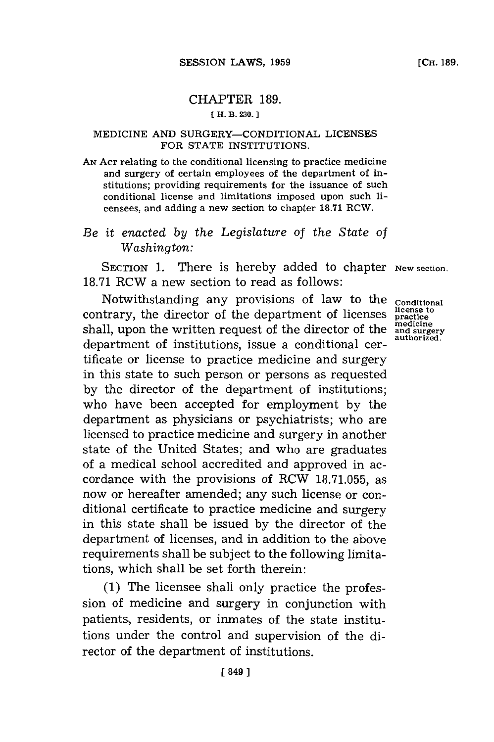# CHAPTER 189.

[ H. B. 230. ]

## MEDICINE AND SURGERY—CONDITIONAL LICENSES FOR STATE INSTITUTIONS.

AN ACT relating to the conditional licensing to practice medicine and surgery of certain employees of the department of institutions; providing requirements for the issuance of such conditional license and limitations imposed upon such licensees, and adding a new section to chapter 18.71 RCW.

*Be it enacted by the Legislature of the State of Washington:*

SECTION 1. There is hereby added to chapter 18.71 RCW a new section to read as follows: New section.

Notwithstanding any provisions of law to the contrary, the director of the department of licenses shall, upon the written request of the director of the department of institutions, issue a conditional certificate or license to practice medicine and surgery in this state to such person or persons as requested by the director of the department of institutions; who have been accepted for employment by the department as physicians or psychiatrists; who are licensed to practice medicine and surgery in another state of the United States; and who are graduates of a medical school accredited and approved in accordance with the provisions of RCW 18.71.055, as now or hereafter amended; any such license or conditional certificate to practice medicine and surgery in this state shall be issued by the director of the department of licenses, and in addition to the above requirements shall be subject to the following limitations, which shall be set forth therein: Conditional license to practice medicine and surgery authorized.

(1) The licensee shall only practice the profession of medicine and surgery in conjunction with patients, residents, or inmates of the state institutions under the control and supervision of the director of the department of institutions.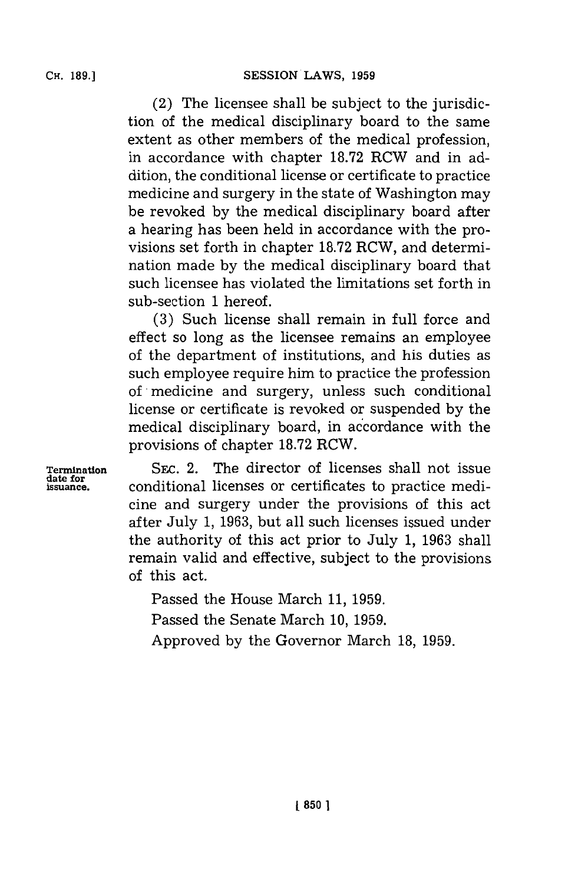(2) The licensee shall be subject to the jurisdiction of the medical disciplinary board to the same extent as other members of the medical profession, in accordance with chapter 18.72 RCW and in addition, the conditional license or certificate to practice medicine and surgery in the state of Washington may be revoked by the medical disciplinary board after a hearing has been held in accordance with the provisions set forth in chapter 18.72 RCW, and determination made by the medical disciplinary board that such licensee has violated the limitations set forth in sub-section 1 hereof.

(3) Such license shall remain in full force and effect so long as the licensee remains an employee of the department of institutions, and his duties as such employee require him to practice the profession of medicine and surgery, unless such conditional license or certificate is revoked or suspended by the medical disciplinary board, in accordance with the provisions of chapter 18.72 RCW.

**Termination date for issuance.**

SEC. 2. The director of licenses shall not issue conditional licenses or certificates to practice medicine and surgery under the provisions of this act after July 1, 1963, but all such licenses issued under the authority of this act prior to July 1, 1963 shall remain valid and effective, subject to the provisions of this act.

Passed the House March 11, 1959.

Passed the Senate March 10, 1959.

Approved by the Governor March 18, 1959.